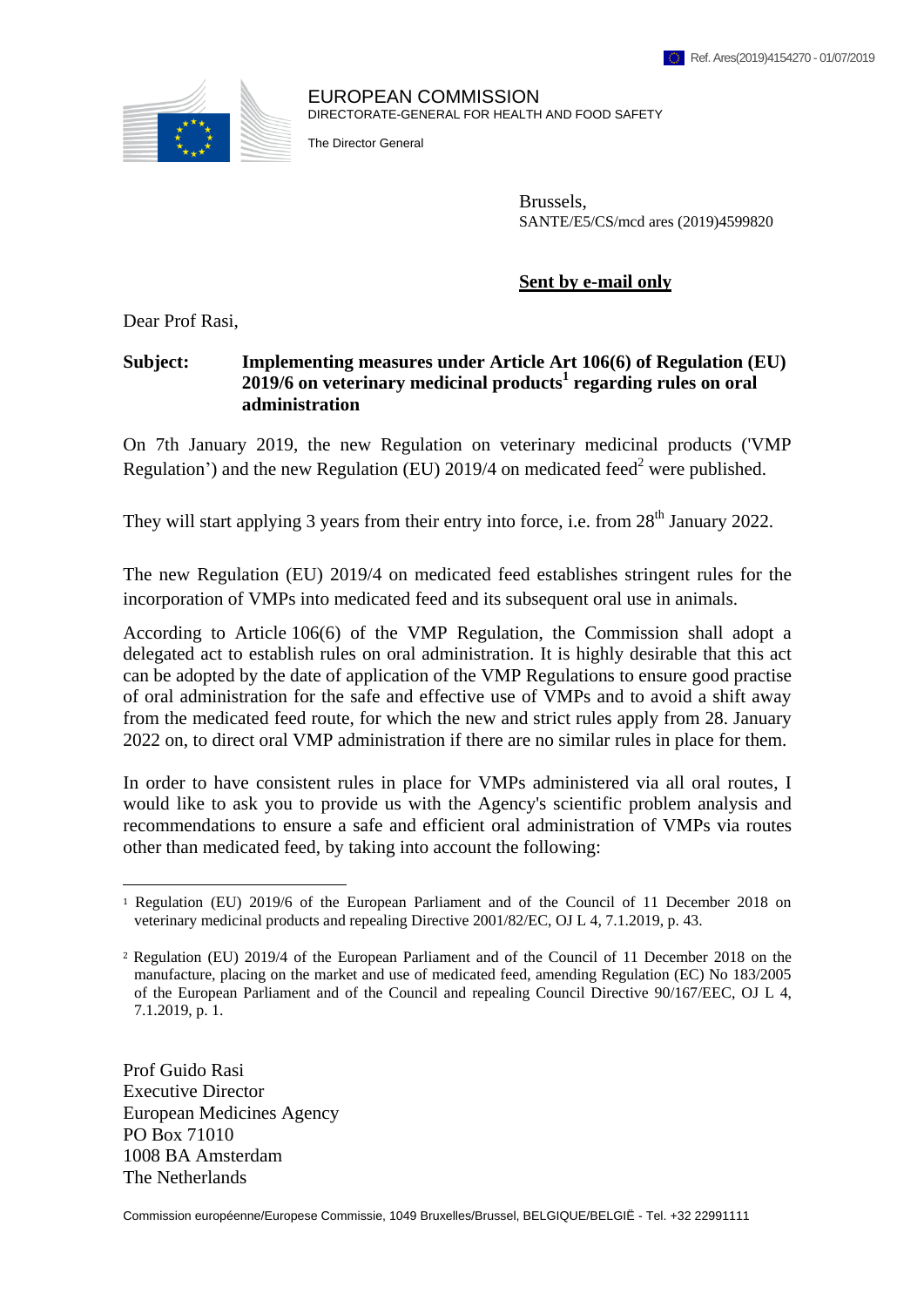Ref. Ares(2019)4154270 - 01/07/2019

EUROPEAN COMMISSION
DIRECTORATE-GENERAL FOR HEALTH AND FOOD SAFETY

The Director General

Brussels,
SANTE/E5/CS/mcd ares (2019)4599820

**Sent by e-mail only**

Dear Prof Rasi,

**Subject: Implementing measures under Article Art 106(6) of Regulation (EU) 2019/6 on veterinary medicinal products[1] regarding rules on oral administration**

On 7th January 2019, the new Regulation on veterinary medicinal products ('VMP Regulation') and the new Regulation (EU) 2019/4 on medicated feed[2] were published.

They will start applying 3 years from their entry into force, i.e. from 28th January 2022.

The new Regulation (EU) 2019/4 on medicated feed establishes stringent rules for the incorporation of VMPs into medicated feed and its subsequent oral use in animals.

According to Article 106(6) of the VMP Regulation, the Commission shall adopt a delegated act to establish rules on oral administration. It is highly desirable that this act can be adopted by the date of application of the VMP Regulations to ensure good practise of oral administration for the safe and effective use of VMPs and to avoid a shift away from the medicated feed route, for which the new and strict rules apply from 28. January 2022 on, to direct oral VMP administration if there are no similar rules in place for them.

In order to have consistent rules in place for VMPs administered via all oral routes, I would like to ask you to provide us with the Agency's scientific problem analysis and recommendations to ensure a safe and efficient oral administration of VMPs via routes other than medicated feed, by taking into account the following:

---

[1] Regulation (EU) 2019/6 of the European Parliament and of the Council of 11 December 2018 on veterinary medicinal products and repealing Directive 2001/82/EC, OJ L 4, 7.1.2019, p. 43.

[2] Regulation (EU) 2019/4 of the European Parliament and of the Council of 11 December 2018 on the manufacture, placing on the market and use of medicated feed, amending Regulation (EC) No 183/2005 of the European Parliament and of the Council and repealing Council Directive 90/167/EEC, OJ L 4, 7.1.2019, p. 1.

Prof Guido Rasi
Executive Director
European Medicines Agency
PO Box 71010
1008 BA Amsterdam
The Netherlands

Commission européenne/Europese Commissie, 1049 Bruxelles/Brussel, BELGIQUE/BELGIË - Tel. +32 22991111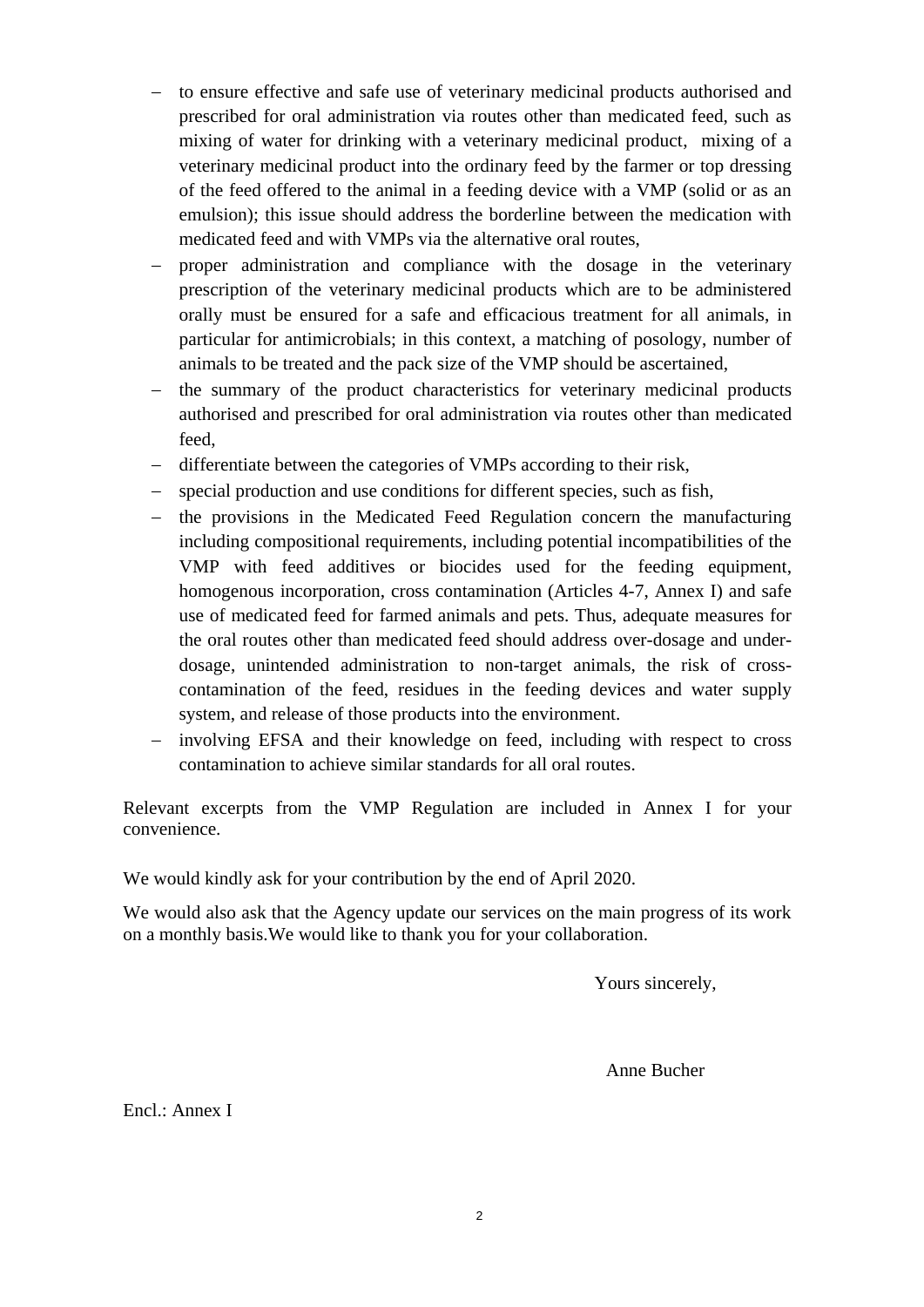- to ensure effective and safe use of veterinary medicinal products authorised and prescribed for oral administration via routes other than medicated feed, such as mixing of water for drinking with a veterinary medicinal product, mixing of a veterinary medicinal product into the ordinary feed by the farmer or top dressing of the feed offered to the animal in a feeding device with a VMP (solid or as an emulsion); this issue should address the borderline between the medication with medicated feed and with VMPs via the alternative oral routes,
- proper administration and compliance with the dosage in the veterinary prescription of the veterinary medicinal products which are to be administered orally must be ensured for a safe and efficacious treatment for all animals, in particular for antimicrobials; in this context, a matching of posology, number of animals to be treated and the pack size of the VMP should be ascertained,
- the summary of the product characteristics for veterinary medicinal products authorised and prescribed for oral administration via routes other than medicated feed,
- differentiate between the categories of VMPs according to their risk,
- special production and use conditions for different species, such as fish,
- the provisions in the Medicated Feed Regulation concern the manufacturing including compositional requirements, including potential incompatibilities of the VMP with feed additives or biocides used for the feeding equipment, homogenous incorporation, cross contamination (Articles 4-7, Annex I) and safe use of medicated feed for farmed animals and pets. Thus, adequate measures for the oral routes other than medicated feed should address over-dosage and under-dosage, unintended administration to non-target animals, the risk of cross-contamination of the feed, residues in the feeding devices and water supply system, and release of those products into the environment.
- involving EFSA and their knowledge on feed, including with respect to cross contamination to achieve similar standards for all oral routes.

Relevant excerpts from the VMP Regulation are included in Annex I for your convenience.

We would kindly ask for your contribution by the end of April 2020.

We would also ask that the Agency update our services on the main progress of its work on a monthly basis.We would like to thank you for your collaboration.

Yours sincerely,

Anne Bucher

Encl.: Annex I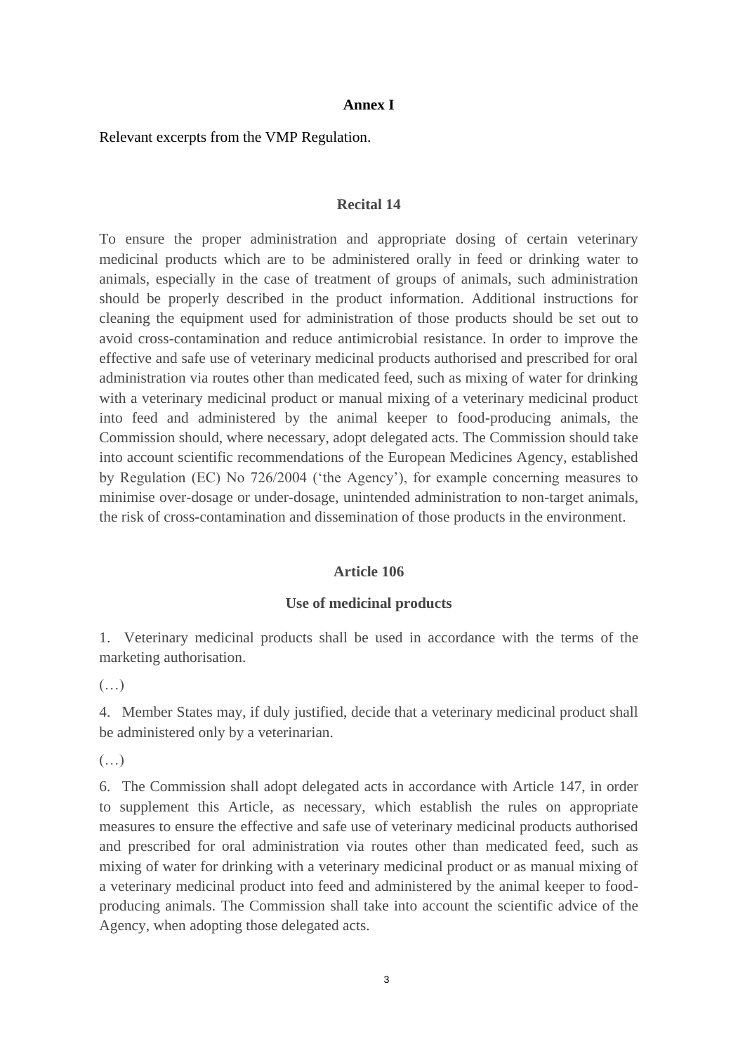## Annex I

Relevant excerpts from the VMP Regulation.

### Recital 14

To ensure the proper administration and appropriate dosing of certain veterinary medicinal products which are to be administered orally in feed or drinking water to animals, especially in the case of treatment of groups of animals, such administration should be properly described in the product information. Additional instructions for cleaning the equipment used for administration of those products should be set out to avoid cross-contamination and reduce antimicrobial resistance. In order to improve the effective and safe use of veterinary medicinal products authorised and prescribed for oral administration via routes other than medicated feed, such as mixing of water for drinking with a veterinary medicinal product or manual mixing of a veterinary medicinal product into feed and administered by the animal keeper to food-producing animals, the Commission should, where necessary, adopt delegated acts. The Commission should take into account scientific recommendations of the European Medicines Agency, established by Regulation (EC) No 726/2004 ('the Agency'), for example concerning measures to minimise over-dosage or under-dosage, unintended administration to non-target animals, the risk of cross-contamination and dissemination of those products in the environment.

### Article 106

**Use of medicinal products**

1. Veterinary medicinal products shall be used in accordance with the terms of the marketing authorisation.

(…)

4. Member States may, if duly justified, decide that a veterinary medicinal product shall be administered only by a veterinarian.

(…)

6. The Commission shall adopt delegated acts in accordance with Article 147, in order to supplement this Article, as necessary, which establish the rules on appropriate measures to ensure the effective and safe use of veterinary medicinal products authorised and prescribed for oral administration via routes other than medicated feed, such as mixing of water for drinking with a veterinary medicinal product or as manual mixing of a veterinary medicinal product into feed and administered by the animal keeper to food-producing animals. The Commission shall take into account the scientific advice of the Agency, when adopting those delegated acts.